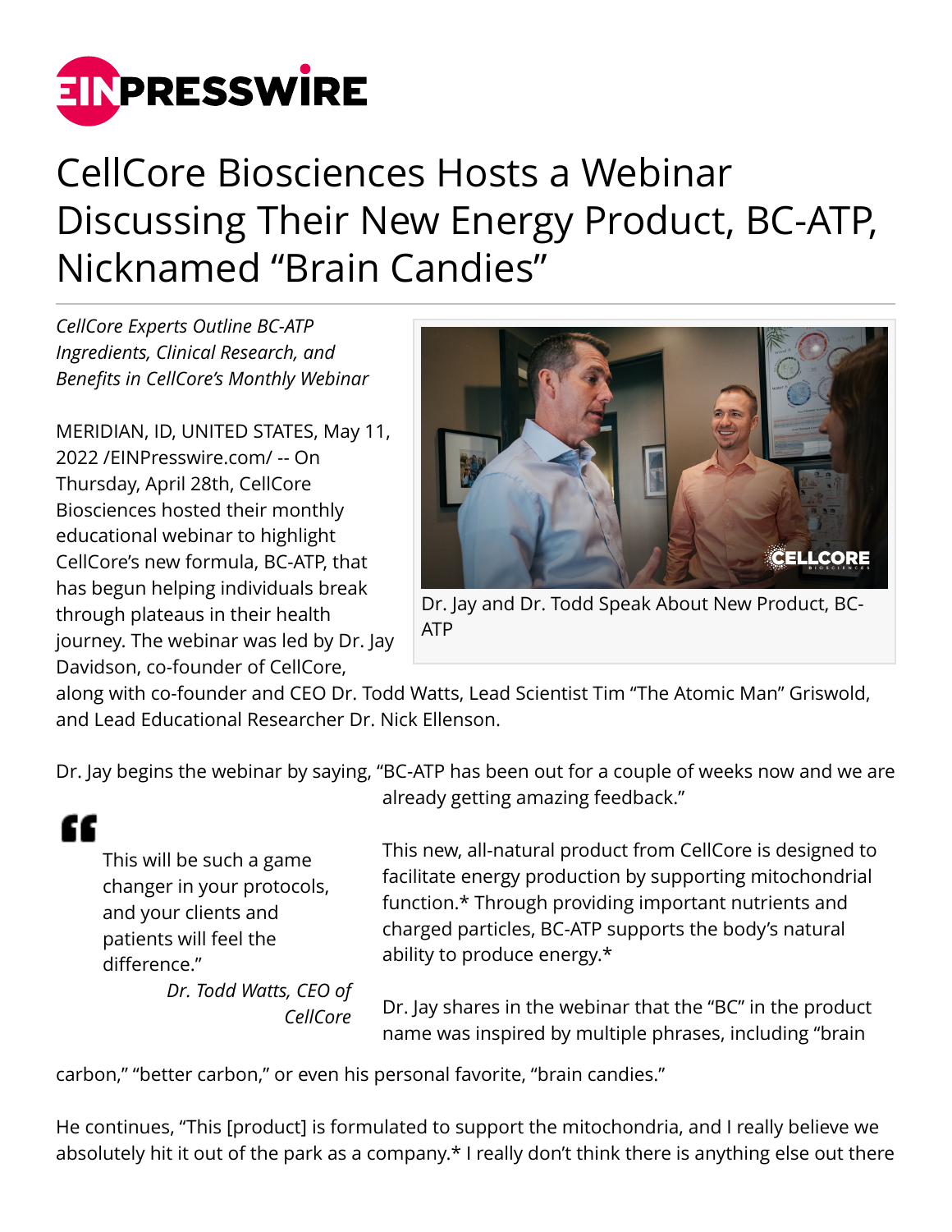# CellCore Biosciences Hosts a Webinar Discussing Their New Energy Product, BC-ATP, Nicknamed "Brain Candies"

*CellCore Experts Outline BC-ATP Ingredients, Clinical Research, and Benefits in CellCore's Monthly Webinar*

Dr. Jay and Dr. Todd Speak About New Product, BC-ATP

MERIDIAN, ID, UNITED STATES, May 11, 2022 /EINPresswire.com/ -- On Thursday, April 28th, CellCore Biosciences hosted their monthly educational webinar to highlight CellCore's new formula, BC-ATP, that has begun helping individuals break through plateaus in their health journey. The webinar was led by Dr. Jay Davidson, co-founder of CellCore, along with co-founder and CEO Dr. Todd Watts, Lead Scientist Tim "The Atomic Man" Griswold, and Lead Educational Researcher Dr. Nick Ellenson.

Dr. Jay begins the webinar by saying, "BC-ATP has been out for a couple of weeks now and we are already getting amazing feedback."

> This will be such a game changer in your protocols, and your clients and patients will feel the difference."
>
> *Dr. Todd Watts, CEO of CellCore*

This new, all-natural product from CellCore is designed to facilitate energy production by supporting mitochondrial function.* Through providing important nutrients and charged particles, BC-ATP supports the body's natural ability to produce energy.*

Dr. Jay shares in the webinar that the "BC" in the product name was inspired by multiple phrases, including "brain carbon," "better carbon," or even his personal favorite, "brain candies."

He continues, "This [product] is formulated to support the mitochondria, and I really believe we absolutely hit it out of the park as a company.* I really don't think there is anything else out there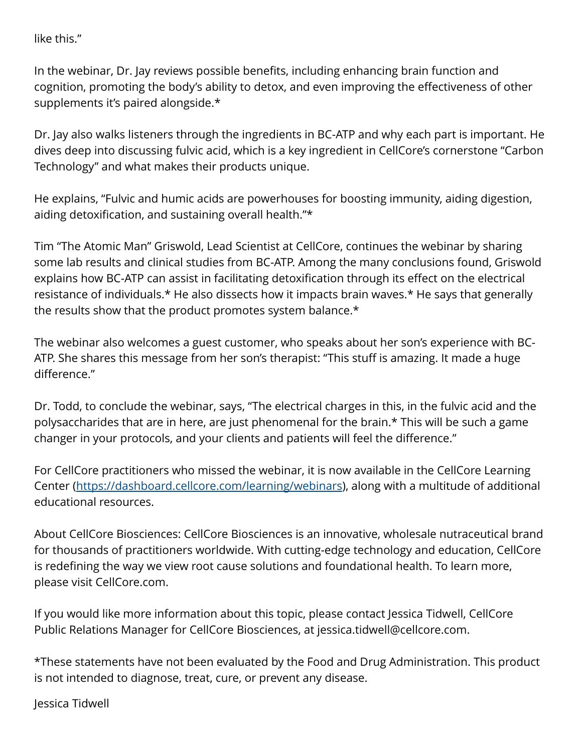like this."

In the webinar, Dr. Jay reviews possible benefits, including enhancing brain function and cognition, promoting the body's ability to detox, and even improving the effectiveness of other supplements it's paired alongside.*

Dr. Jay also walks listeners through the ingredients in BC-ATP and why each part is important. He dives deep into discussing fulvic acid, which is a key ingredient in CellCore's cornerstone "Carbon Technology" and what makes their products unique.

He explains, "Fulvic and humic acids are powerhouses for boosting immunity, aiding digestion, aiding detoxification, and sustaining overall health."*

Tim "The Atomic Man" Griswold, Lead Scientist at CellCore, continues the webinar by sharing some lab results and clinical studies from BC-ATP. Among the many conclusions found, Griswold explains how BC-ATP can assist in facilitating detoxification through its effect on the electrical resistance of individuals.* He also dissects how it impacts brain waves.* He says that generally the results show that the product promotes system balance.*

The webinar also welcomes a guest customer, who speaks about her son's experience with BC-ATP. She shares this message from her son's therapist: "This stuff is amazing. It made a huge difference."

Dr. Todd, to conclude the webinar, says, "The electrical charges in this, in the fulvic acid and the polysaccharides that are in here, are just phenomenal for the brain.* This will be such a game changer in your protocols, and your clients and patients will feel the difference."

For CellCore practitioners who missed the webinar, it is now available in the CellCore Learning Center (https://dashboard.cellcore.com/learning/webinars), along with a multitude of additional educational resources.

About CellCore Biosciences: CellCore Biosciences is an innovative, wholesale nutraceutical brand for thousands of practitioners worldwide. With cutting-edge technology and education, CellCore is redefining the way we view root cause solutions and foundational health. To learn more, please visit CellCore.com.

If you would like more information about this topic, please contact Jessica Tidwell, CellCore Public Relations Manager for CellCore Biosciences, at jessica.tidwell@cellcore.com.

*These statements have not been evaluated by the Food and Drug Administration. This product is not intended to diagnose, treat, cure, or prevent any disease.

Jessica Tidwell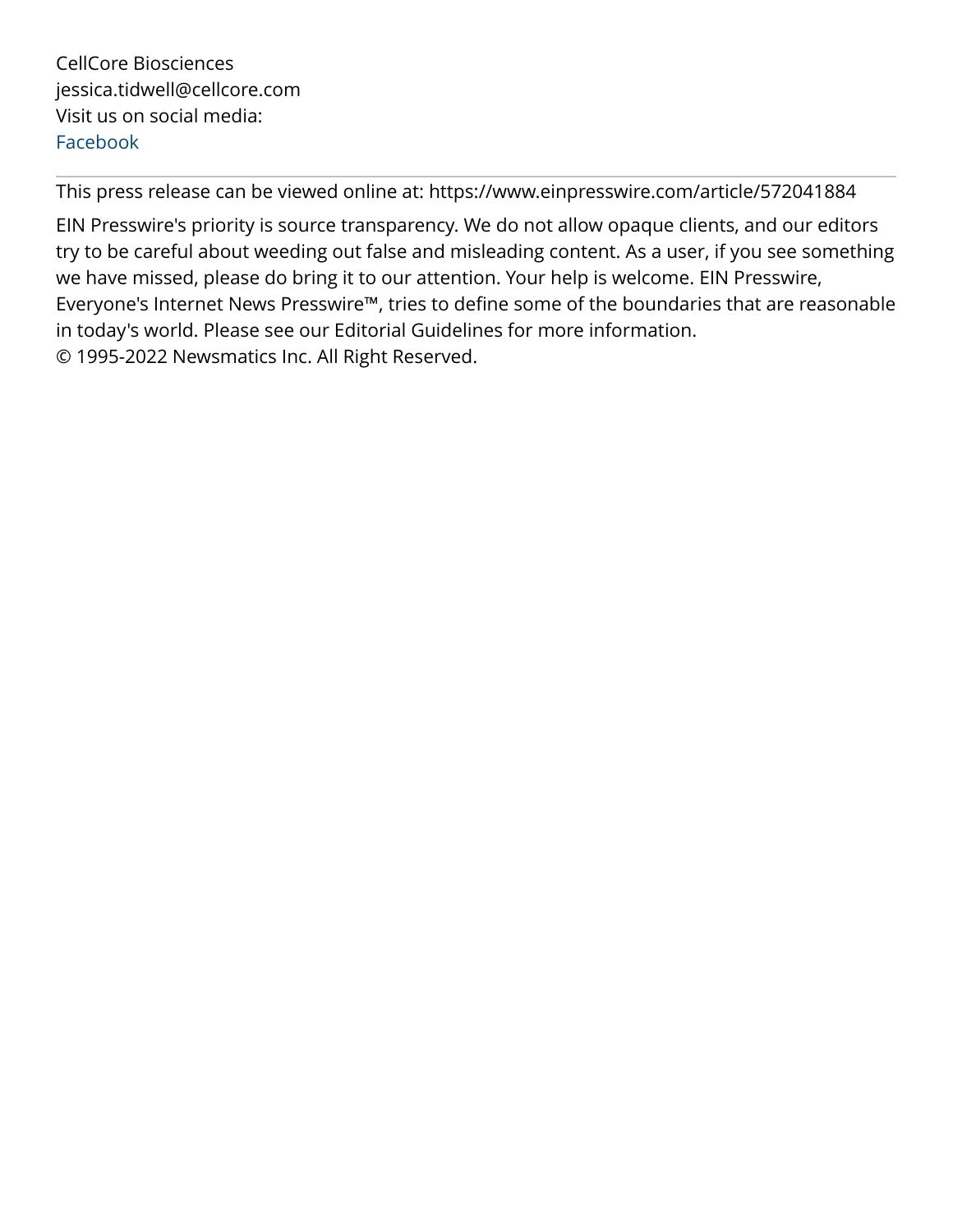CellCore Biosciences
jessica.tidwell@cellcore.com
Visit us on social media:
Facebook

---

This press release can be viewed online at: https://www.einpresswire.com/article/572041884

EIN Presswire's priority is source transparency. We do not allow opaque clients, and our editors try to be careful about weeding out false and misleading content. As a user, if you see something we have missed, please do bring it to our attention. Your help is welcome. EIN Presswire, Everyone's Internet News Presswire™, tries to define some of the boundaries that are reasonable in today's world. Please see our Editorial Guidelines for more information.
© 1995-2022 Newsmatics Inc. All Right Reserved.